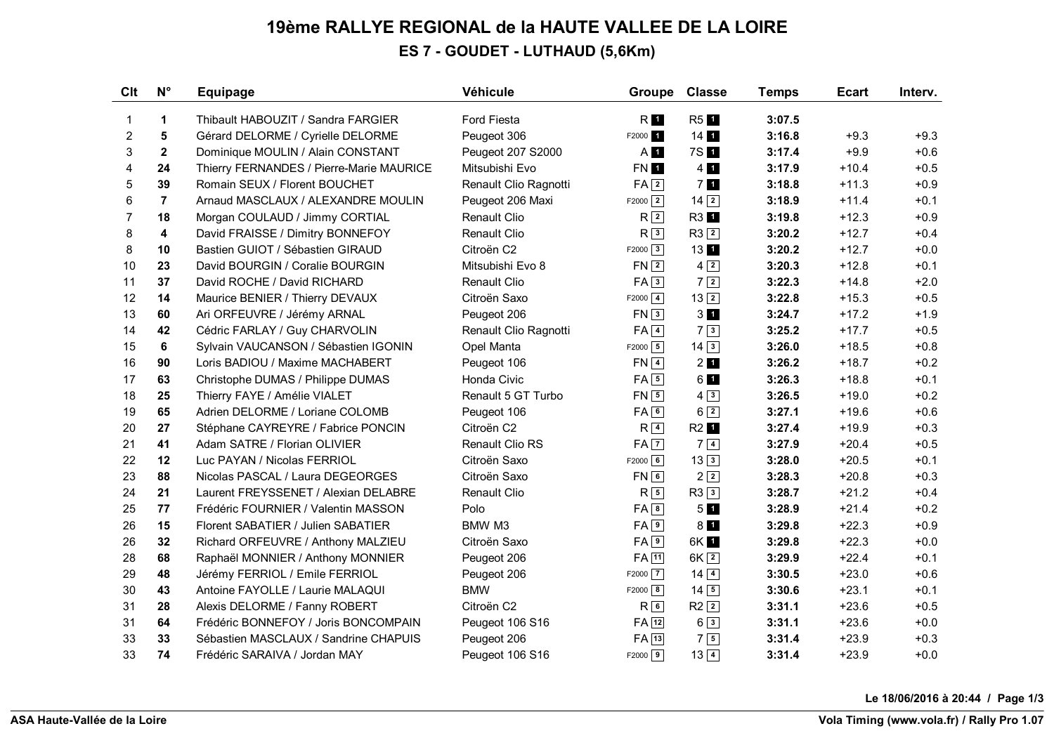# 19ème RALLYE REGIONAL de la HAUTE VALLEE DE LA LOIRE

## ES 7 - GOUDET - LUTHAUD (5,6Km)

| Clt | N° | Equipage | Véhicule | Groupe | | Classe | | Temps | Ecart | Interv. |
|---|---|---|---|---|---|---|---|---|---|---|
| 1 | **1** | Thibault HABOUZIT / Sandra FARGIER | Ford Fiesta | R | 1 | R5 | 1 | **3:07.5** | | |
| 2 | **5** | Gérard DELORME / Cyrielle DELORME | Peugeot 306 | F2000 | 1 | 14 | 1 | **3:16.8** | +9.3 | +9.3 |
| 3 | **2** | Dominique MOULIN / Alain CONSTANT | Peugeot 207 S2000 | A | 1 | 7S | 1 | **3:17.4** | +9.9 | +0.6 |
| 4 | **24** | Thierry FERNANDES / Pierre-Marie MAURICE | Mitsubishi Evo | FN | 1 | 4 | 1 | **3:17.9** | +10.4 | +0.5 |
| 5 | **39** | Romain SEUX / Florent BOUCHET | Renault Clio Ragnotti | FA | 2 | 7 | 1 | **3:18.8** | +11.3 | +0.9 |
| 6 | **7** | Arnaud MASCLAUX / ALEXANDRE MOULIN | Peugeot 206 Maxi | F2000 | 2 | 14 | 2 | **3:18.9** | +11.4 | +0.1 |
| 7 | **18** | Morgan COULAUD / Jimmy CORTIAL | Renault Clio | R | 2 | R3 | 1 | **3:19.8** | +12.3 | +0.9 |
| 8 | **4** | David FRAISSE / Dimitry BONNEFOY | Renault Clio | R | 3 | R3 | 2 | **3:20.2** | +12.7 | +0.4 |
| 8 | **10** | Bastien GUIOT / Sébastien GIRAUD | Citroën C2 | F2000 | 3 | 13 | 1 | **3:20.2** | +12.7 | +0.0 |
| 10 | **23** | David BOURGIN / Coralie BOURGIN | Mitsubishi Evo 8 | FN | 2 | 4 | 2 | **3:20.3** | +12.8 | +0.1 |
| 11 | **37** | David ROCHE / David RICHARD | Renault Clio | FA | 3 | 7 | 2 | **3:22.3** | +14.8 | +2.0 |
| 12 | **14** | Maurice BENIER / Thierry DEVAUX | Citroën Saxo | F2000 | 4 | 13 | 2 | **3:22.8** | +15.3 | +0.5 |
| 13 | **60** | Ari ORFEUVRE / Jérémy ARNAL | Peugeot 206 | FN | 3 | 3 | 1 | **3:24.7** | +17.2 | +1.9 |
| 14 | **42** | Cédric FARLAY / Guy CHARVOLIN | Renault Clio Ragnotti | FA | 4 | 7 | 3 | **3:25.2** | +17.7 | +0.5 |
| 15 | **6** | Sylvain VAUCANSON / Sébastien IGONIN | Opel Manta | F2000 | 5 | 14 | 3 | **3:26.0** | +18.5 | +0.8 |
| 16 | **90** | Loris BADIOU / Maxime MACHABERT | Peugeot 106 | FN | 4 | 2 | 1 | **3:26.2** | +18.7 | +0.2 |
| 17 | **63** | Christophe DUMAS / Philippe DUMAS | Honda Civic | FA | 5 | 6 | 1 | **3:26.3** | +18.8 | +0.1 |
| 18 | **25** | Thierry FAYE / Amélie VIALET | Renault 5 GT Turbo | FN | 5 | 4 | 3 | **3:26.5** | +19.0 | +0.2 |
| 19 | **65** | Adrien DELORME / Loriane COLOMB | Peugeot 106 | FA | 6 | 6 | 2 | **3:27.1** | +19.6 | +0.6 |
| 20 | **27** | Stéphane CAYREYRE / Fabrice PONCIN | Citroën C2 | R | 4 | R2 | 1 | **3:27.4** | +19.9 | +0.3 |
| 21 | **41** | Adam SATRE / Florian OLIVIER | Renault Clio RS | FA | 7 | 7 | 4 | **3:27.9** | +20.4 | +0.5 |
| 22 | **12** | Luc PAYAN / Nicolas FERRIOL | Citroën Saxo | F2000 | 6 | 13 | 3 | **3:28.0** | +20.5 | +0.1 |
| 23 | **88** | Nicolas PASCAL / Laura DEGEORGES | Citroën Saxo | FN | 6 | 2 | 2 | **3:28.3** | +20.8 | +0.3 |
| 24 | **21** | Laurent FREYSSENET / Alexian DELABRE | Renault Clio | R | 5 | R3 | 3 | **3:28.7** | +21.2 | +0.4 |
| 25 | **77** | Frédéric FOURNIER / Valentin MASSON | Polo | FA | 8 | 5 | 1 | **3:28.9** | +21.4 | +0.2 |
| 26 | **15** | Florent SABATIER / Julien SABATIER | BMW M3 | FA | 9 | 8 | 1 | **3:29.8** | +22.3 | +0.9 |
| 26 | **32** | Richard ORFEUVRE / Anthony MALZIEU | Citroën Saxo | FA | 9 | 6K | 1 | **3:29.8** | +22.3 | +0.0 |
| 28 | **68** | Raphaël MONNIER / Anthony MONNIER | Peugeot 206 | FA | 11 | 6K | 2 | **3:29.9** | +22.4 | +0.1 |
| 29 | **48** | Jérémy FERRIOL / Emile FERRIOL | Peugeot 206 | F2000 | 7 | 14 | 4 | **3:30.5** | +23.0 | +0.6 |
| 30 | **43** | Antoine FAYOLLE / Laurie MALAQUI | BMW | F2000 | 8 | 14 | 5 | **3:30.6** | +23.1 | +0.1 |
| 31 | **28** | Alexis DELORME / Fanny ROBERT | Citroën C2 | R | 6 | R2 | 2 | **3:31.1** | +23.6 | +0.5 |
| 31 | **64** | Frédéric BONNEFOY / Joris BONCOMPAIN | Peugeot 106 S16 | FA | 12 | 6 | 3 | **3:31.1** | +23.6 | +0.0 |
| 33 | **33** | Sébastien MASCLAUX / Sandrine CHAPUIS | Peugeot 206 | FA | 13 | 7 | 5 | **3:31.4** | +23.9 | +0.3 |
| 33 | **74** | Frédéric SARAIVA / Jordan MAY | Peugeot 106 S16 | F2000 | 9 | 13 | 4 | **3:31.4** | +23.9 | +0.0 |

Le 18/06/2016 à 20:44

ASA Haute-Vallée de la Loire

Vola Timing (www.vola.fr) / Rally Pro 1.07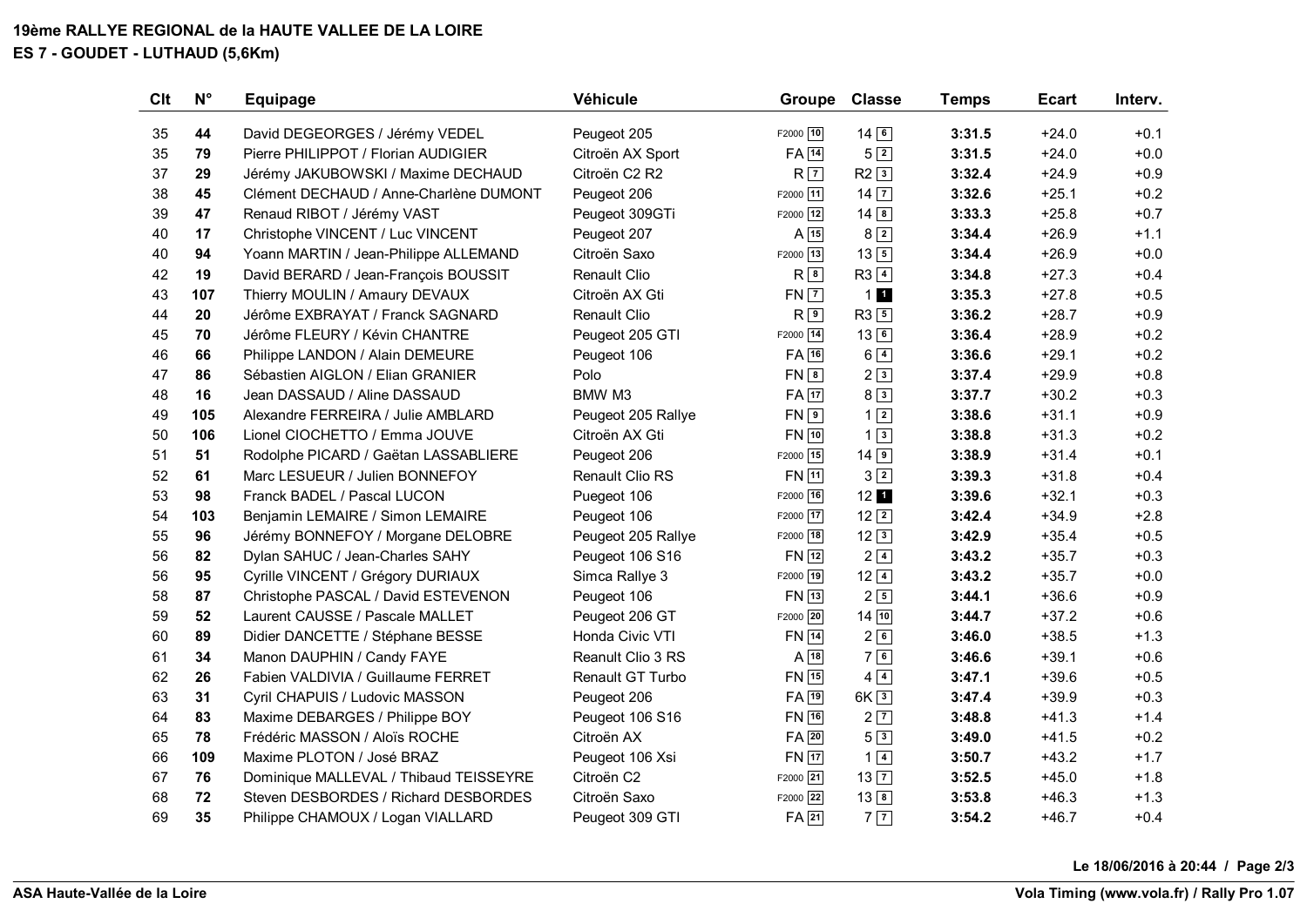# 19ème RALLYE REGIONAL de la HAUTE VALLEE DE LA LOIRE

## ES 7 - GOUDET - LUTHAUD (5,6Km)

| Clt | N° | Equipage | Véhicule | Groupe | | Classe | | Temps | Ecart | Interv. |
|---|---|---|---|---|---|---|---|---|---|---|
| 35 | 44 | David DEGEORGES / Jérémy VEDEL | Peugeot 205 | F2000 | 10 | 14 | 6 | 3:31.5 | +24.0 | +0.1 |
| 35 | 79 | Pierre PHILIPPOT / Florian AUDIGIER | Citroën AX Sport | FA | 14 | 5 | 2 | 3:31.5 | +24.0 | +0.0 |
| 37 | 29 | Jérémy JAKUBOWSKI / Maxime DECHAUD | Citroën C2 R2 | R | 7 | R2 | 3 | 3:32.4 | +24.9 | +0.9 |
| 38 | 45 | Clément DECHAUD / Anne-Charlène DUMONT | Peugeot 206 | F2000 | 11 | 14 | 7 | 3:32.6 | +25.1 | +0.2 |
| 39 | 47 | Renaud RIBOT / Jérémy VAST | Peugeot 309GTi | F2000 | 12 | 14 | 8 | 3:33.3 | +25.8 | +0.7 |
| 40 | 17 | Christophe VINCENT / Luc VINCENT | Peugeot 207 | A | 15 | 8 | 2 | 3:34.4 | +26.9 | +1.1 |
| 40 | 94 | Yoann MARTIN / Jean-Philippe ALLEMAND | Citroën Saxo | F2000 | 13 | 13 | 5 | 3:34.4 | +26.9 | +0.0 |
| 42 | 19 | David BERARD / Jean-François BOUSSIT | Renault Clio | R | 8 | R3 | 4 | 3:34.8 | +27.3 | +0.4 |
| 43 | 107 | Thierry MOULIN / Amaury DEVAUX | Citroën AX Gti | FN | 7 | 1 | 1 | 3:35.3 | +27.8 | +0.5 |
| 44 | 20 | Jérôme EXBRAYAT / Franck SAGNARD | Renault Clio | R | 9 | R3 | 5 | 3:36.2 | +28.7 | +0.9 |
| 45 | 70 | Jérôme FLEURY / Kévin CHANTRE | Peugeot 205 GTI | F2000 | 14 | 13 | 6 | 3:36.4 | +28.9 | +0.2 |
| 46 | 66 | Philippe LANDON / Alain DEMEURE | Peugeot 106 | FA | 16 | 6 | 4 | 3:36.6 | +29.1 | +0.2 |
| 47 | 86 | Sébastien AIGLON / Elian GRANIER | Polo | FN | 8 | 2 | 3 | 3:37.4 | +29.9 | +0.8 |
| 48 | 16 | Jean DASSAUD / Aline DASSAUD | BMW M3 | FA | 17 | 8 | 3 | 3:37.7 | +30.2 | +0.3 |
| 49 | 105 | Alexandre FERREIRA / Julie AMBLARD | Peugeot 205 Rallye | FN | 9 | 1 | 2 | 3:38.6 | +31.1 | +0.9 |
| 50 | 106 | Lionel CIOCHETTO / Emma JOUVE | Citroën AX Gti | FN | 10 | 1 | 3 | 3:38.8 | +31.3 | +0.2 |
| 51 | 51 | Rodolphe PICARD / Gaëtan LASSABLIERE | Peugeot 206 | F2000 | 15 | 14 | 9 | 3:38.9 | +31.4 | +0.1 |
| 52 | 61 | Marc LESUEUR / Julien BONNEFOY | Renault Clio RS | FN | 11 | 3 | 2 | 3:39.3 | +31.8 | +0.4 |
| 53 | 98 | Franck BADEL / Pascal LUCON | Puegeot 106 | F2000 | 16 | 12 | 1 | 3:39.6 | +32.1 | +0.3 |
| 54 | 103 | Benjamin LEMAIRE / Simon LEMAIRE | Peugeot 106 | F2000 | 17 | 12 | 2 | 3:42.4 | +34.9 | +2.8 |
| 55 | 96 | Jérémy BONNEFOY / Morgane DELOBRE | Peugeot 205 Rallye | F2000 | 18 | 12 | 3 | 3:42.9 | +35.4 | +0.5 |
| 56 | 82 | Dylan SAHUC / Jean-Charles SAHY | Peugeot 106 S16 | FN | 12 | 2 | 4 | 3:43.2 | +35.7 | +0.3 |
| 56 | 95 | Cyrille VINCENT / Grégory DURIAUX | Simca Rallye 3 | F2000 | 19 | 12 | 4 | 3:43.2 | +35.7 | +0.0 |
| 58 | 87 | Christophe PASCAL / David ESTEVENON | Peugeot 106 | FN | 13 | 2 | 5 | 3:44.1 | +36.6 | +0.9 |
| 59 | 52 | Laurent CAUSSE / Pascale MALLET | Peugeot 206 GT | F2000 | 20 | 14 | 10 | 3:44.7 | +37.2 | +0.6 |
| 60 | 89 | Didier DANCETTE / Stéphane BESSE | Honda Civic VTI | FN | 14 | 2 | 6 | 3:46.0 | +38.5 | +1.3 |
| 61 | 34 | Manon DAUPHIN / Candy FAYE | Reanult Clio 3 RS | A | 18 | 7 | 6 | 3:46.6 | +39.1 | +0.6 |
| 62 | 26 | Fabien VALDIVIA / Guillaume FERRET | Renault GT Turbo | FN | 15 | 4 | 4 | 3:47.1 | +39.6 | +0.5 |
| 63 | 31 | Cyril CHAPUIS / Ludovic MASSON | Peugeot 206 | FA | 19 | 6K | 3 | 3:47.4 | +39.9 | +0.3 |
| 64 | 83 | Maxime DEBARGES / Philippe BOY | Peugeot 106 S16 | FN | 16 | 2 | 7 | 3:48.8 | +41.3 | +1.4 |
| 65 | 78 | Frédéric MASSON / Aloïs ROCHE | Citroën AX | FA | 20 | 5 | 3 | 3:49.0 | +41.5 | +0.2 |
| 66 | 109 | Maxime PLOTON / José BRAZ | Peugeot 106 Xsi | FN | 17 | 1 | 4 | 3:50.7 | +43.2 | +1.7 |
| 67 | 76 | Dominique MALLEVAL / Thibaud TEISSEYRE | Citroën C2 | F2000 | 21 | 13 | 7 | 3:52.5 | +45.0 | +1.8 |
| 68 | 72 | Steven DESBORDES / Richard DESBORDES | Citroën Saxo | F2000 | 22 | 13 | 8 | 3:53.8 | +46.3 | +1.3 |
| 69 | 35 | Philippe CHAMOUX / Logan VIALLARD | Peugeot 309 GTI | FA | 21 | 7 | 7 | 3:54.2 | +46.7 | +0.4 |

Le 18/06/2016 à 20:44

ASA Haute-Vallée de la Loire

Vola Timing (www.vola.fr) / Rally Pro 1.07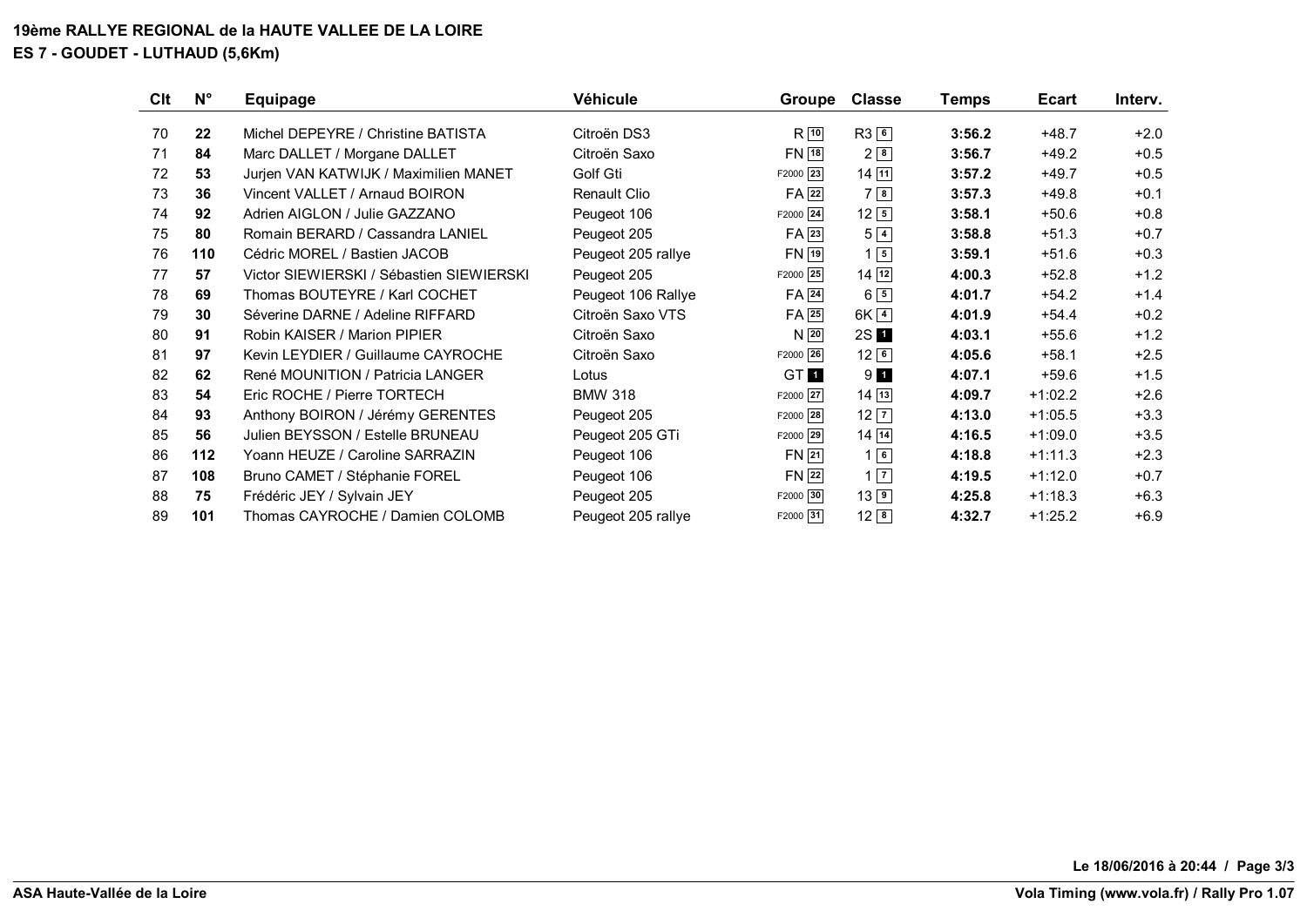**19ème RALLYE REGIONAL de la HAUTE VALLEE DE LA LOIRE**
**ES 7 - GOUDET - LUTHAUD (5,6Km)**

| Clt | N° | Equipage | Véhicule | Groupe | Classe | Temps | Ecart | Interv. |
|---|---|---|---|---|---|---|---|---|
| 70 | **22** | Michel DEPEYRE / Christine BATISTA | Citroën DS3 | R 10 | R3 6 | **3:56.2** | +48.7 | +2.0 |
| 71 | **84** | Marc DALLET / Morgane DALLET | Citroën Saxo | FN 18 | 2 8 | **3:56.7** | +49.2 | +0.5 |
| 72 | **53** | Jurjen VAN KATWIJK / Maximilien MANET | Golf Gti | F2000 23 | 14 11 | **3:57.2** | +49.7 | +0.5 |
| 73 | **36** | Vincent VALLET / Arnaud BOIRON | Renault Clio | FA 22 | 7 8 | **3:57.3** | +49.8 | +0.1 |
| 74 | **92** | Adrien AIGLON / Julie GAZZANO | Peugeot 106 | F2000 24 | 12 5 | **3:58.1** | +50.6 | +0.8 |
| 75 | **80** | Romain BERARD / Cassandra LANIEL | Peugeot 205 | FA 23 | 5 4 | **3:58.8** | +51.3 | +0.7 |
| 76 | **110** | Cédric MOREL / Bastien JACOB | Peugeot 205 rallye | FN 19 | 1 5 | **3:59.1** | +51.6 | +0.3 |
| 77 | **57** | Victor SIEWIERSKI / Sébastien SIEWIERSKI | Peugeot 205 | F2000 25 | 14 12 | **4:00.3** | +52.8 | +1.2 |
| 78 | **69** | Thomas BOUTEYRE / Karl COCHET | Peugeot 106 Rallye | FA 24 | 6 5 | **4:01.7** | +54.2 | +1.4 |
| 79 | **30** | Séverine DARNE / Adeline RIFFARD | Citroën Saxo VTS | FA 25 | 6K 4 | **4:01.9** | +54.4 | +0.2 |
| 80 | **91** | Robin KAISER / Marion PIPIER | Citroën Saxo | N 20 | 2S 1 | **4:03.1** | +55.6 | +1.2 |
| 81 | **97** | Kevin LEYDIER / Guillaume CAYROCHE | Citroën Saxo | F2000 26 | 12 6 | **4:05.6** | +58.1 | +2.5 |
| 82 | **62** | René MOUNITION / Patricia LANGER | Lotus | GT 1 | 9 1 | **4:07.1** | +59.6 | +1.5 |
| 83 | **54** | Eric ROCHE / Pierre TORTECH | BMW 318 | F2000 27 | 14 13 | **4:09.7** | +1:02.2 | +2.6 |
| 84 | **93** | Anthony BOIRON / Jérémy GERENTES | Peugeot 205 | F2000 28 | 12 7 | **4:13.0** | +1:05.5 | +3.3 |
| 85 | **56** | Julien BEYSSON / Estelle BRUNEAU | Peugeot 205 GTi | F2000 29 | 14 14 | **4:16.5** | +1:09.0 | +3.5 |
| 86 | **112** | Yoann HEUZE / Caroline SARRAZIN | Peugeot 106 | FN 21 | 1 6 | **4:18.8** | +1:11.3 | +2.3 |
| 87 | **108** | Bruno CAMET / Stéphanie FOREL | Peugeot 106 | FN 22 | 1 7 | **4:19.5** | +1:12.0 | +0.7 |
| 88 | **75** | Frédéric JEY / Sylvain JEY | Peugeot 205 | F2000 30 | 13 9 | **4:25.8** | +1:18.3 | +6.3 |
| 89 | **101** | Thomas CAYROCHE / Damien COLOMB | Peugeot 205 rallye | F2000 31 | 12 8 | **4:32.7** | +1:25.2 | +6.9 |

**Le 18/06/2016 à 20:44**

**ASA Haute-Vallée de la Loire** | **Vola Timing (www.vola.fr) / Rally Pro 1.07**